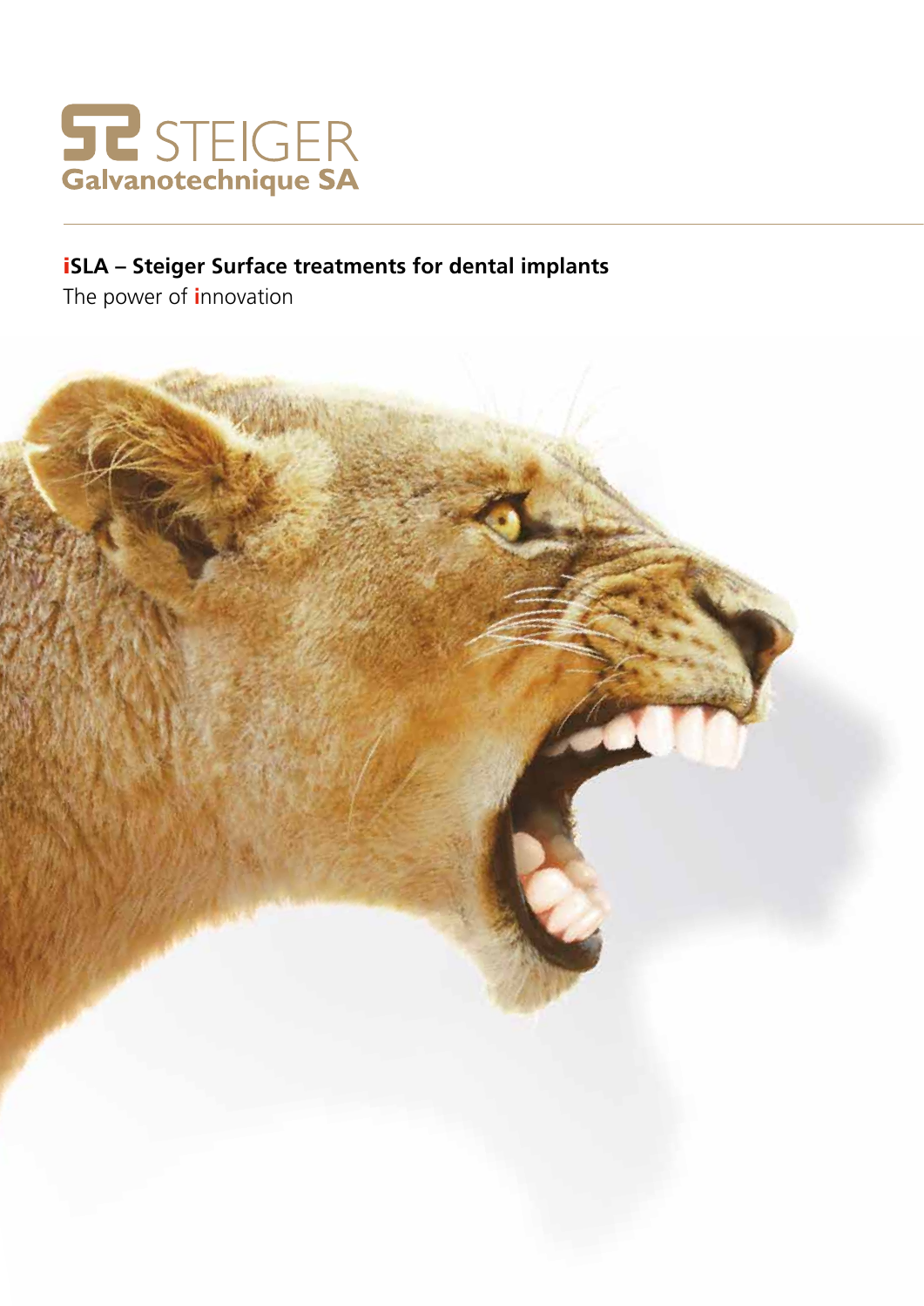STEIGER
Galvanotechnique SA

## iSLA – Steiger Surface treatments for dental implants

The power of innovation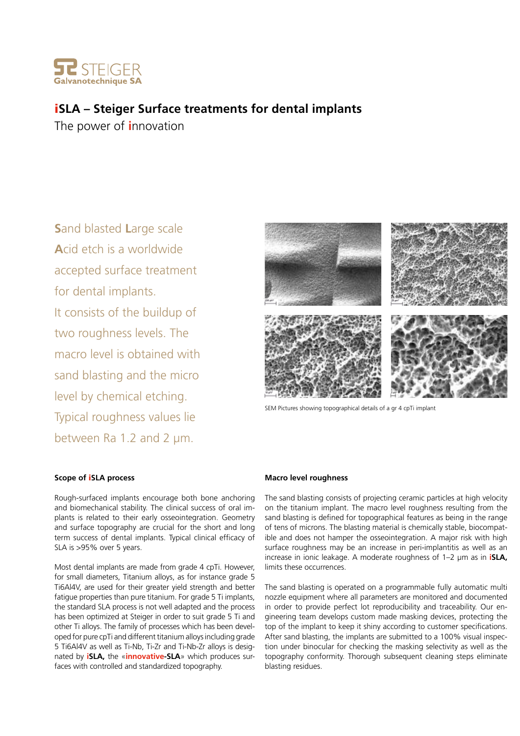STEIGER Galvanotechnique SA

# iSLA – Steiger Surface treatments for dental implants

The power of innovation

Sand blasted Large scale Acid etch is a worldwide accepted surface treatment for dental implants. It consists of the buildup of two roughness levels. The macro level is obtained with sand blasting and the micro level by chemical etching. Typical roughness values lie between Ra 1.2 and 2 µm.

SEM Pictures showing topographical details of a gr 4 cpTi implant

### Scope of iSLA process

Rough-surfaced implants encourage both bone anchoring and biomechanical stability. The clinical success of oral implants is related to their early osseointegration. Geometry and surface topography are crucial for the short and long term success of dental implants. Typical clinical efficacy of SLA is >95% over 5 years.

Most dental implants are made from grade 4 cpTi. However, for small diameters, Titanium alloys, as for instance grade 5 Ti6Al4V, are used for their greater yield strength and better fatigue properties than pure titanium. For grade 5 Ti implants, the standard SLA process is not well adapted and the process has been optimized at Steiger in order to suit grade 5 Ti and other Ti alloys. The family of processes which has been developed for pure cpTi and different titanium alloys including grade 5 Ti6Al4V as well as Ti-Nb, Ti-Zr and Ti-Nb-Zr alloys is designated by **iSLA,** the «**innovative-SLA**» which produces surfaces with controlled and standardized topography.

### Macro level roughness

The sand blasting consists of projecting ceramic particles at high velocity on the titanium implant. The macro level roughness resulting from the sand blasting is defined for topographical features as being in the range of tens of microns. The blasting material is chemically stable, biocompatible and does not hamper the osseointegration. A major risk with high surface roughness may be an increase in peri-implantitis as well as an increase in ionic leakage. A moderate roughness of 1–2 µm as in **iSLA,** limits these occurrences.

The sand blasting is operated on a programmable fully automatic multi nozzle equipment where all parameters are monitored and documented in order to provide perfect lot reproducibility and traceability. Our engineering team develops custom made masking devices, protecting the top of the implant to keep it shiny according to customer specifications. After sand blasting, the implants are submitted to a 100% visual inspection under binocular for checking the masking selectivity as well as the topography conformity. Thorough subsequent cleaning steps eliminate blasting residues.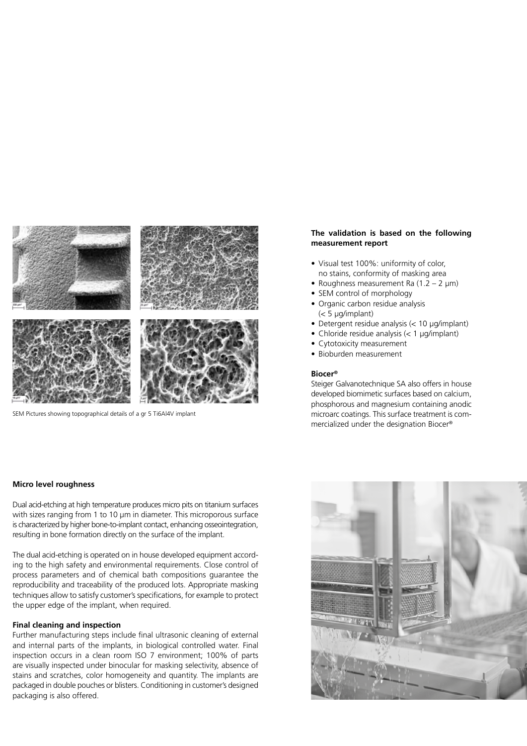SEM Pictures showing topographical details of a gr 5 Ti6Al4V implant

**The validation is based on the following measurement report**

- Visual test 100%: uniformity of color, no stains, conformity of masking area
- Roughness measurement Ra (1.2 – 2 µm)
- SEM control of morphology
- Organic carbon residue analysis (< 5 µg/implant)
- Detergent residue analysis (< 10 µg/implant)
- Chloride residue analysis (< 1 µg/implant)
- Cytotoxicity measurement
- Bioburden measurement

**Biocer®**

Steiger Galvanotechnique SA also offers in house developed biomimetic surfaces based on calcium, phosphorous and magnesium containing anodic microarc coatings. This surface treatment is commercialized under the designation Biocer®

**Micro level roughness**

Dual acid-etching at high temperature produces micro pits on titanium surfaces with sizes ranging from 1 to 10 µm in diameter. This microporous surface is characterized by higher bone-to-implant contact, enhancing osseointegration, resulting in bone formation directly on the surface of the implant.

The dual acid-etching is operated on in house developed equipment according to the high safety and environmental requirements. Close control of process parameters and of chemical bath compositions guarantee the reproducibility and traceability of the produced lots. Appropriate masking techniques allow to satisfy customer's specifications, for example to protect the upper edge of the implant, when required.

**Final cleaning and inspection**

Further manufacturing steps include final ultrasonic cleaning of external and internal parts of the implants, in biological controlled water. Final inspection occurs in a clean room ISO 7 environment; 100% of parts are visually inspected under binocular for masking selectivity, absence of stains and scratches, color homogeneity and quantity. The implants are packaged in double pouches or blisters. Conditioning in customer's designed packaging is also offered.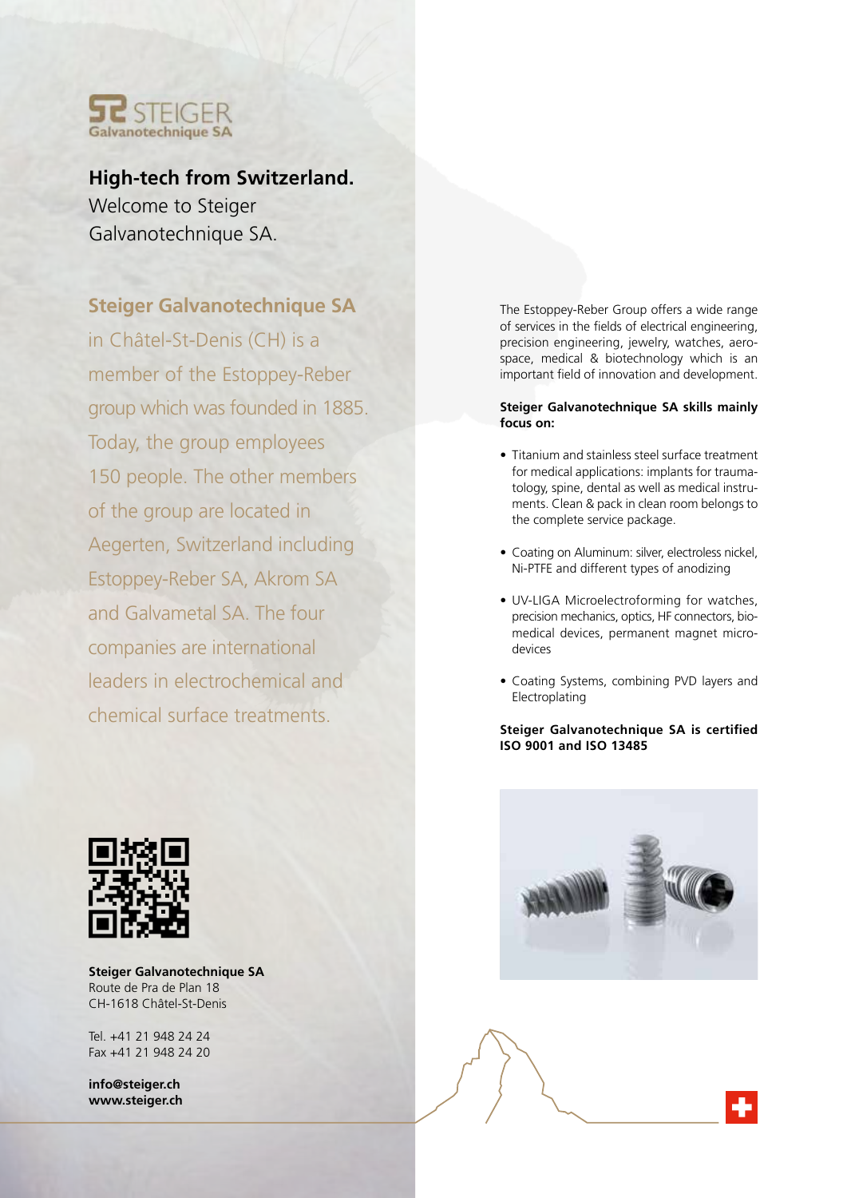STEIGER Galvanotechnique SA

# High-tech from Switzerland.

Welcome to Steiger Galvanotechnique SA.

## Steiger Galvanotechnique SA

in Châtel-St-Denis (CH) is a member of the Estoppey-Reber group which was founded in 1885. Today, the group employees 150 people. The other members of the group are located in Aegerten, Switzerland including Estoppey-Reber SA, Akrom SA and Galvametal SA. The four companies are international leaders in electrochemical and chemical surface treatments.

The Estoppey-Reber Group offers a wide range of services in the fields of electrical engineering, precision engineering, jewelry, watches, aerospace, medical & biotechnology which is an important field of innovation and development.

**Steiger Galvanotechnique SA skills mainly focus on:**

- Titanium and stainless steel surface treatment for medical applications: implants for traumatology, spine, dental as well as medical instruments. Clean & pack in clean room belongs to the complete service package.
- Coating on Aluminum: silver, electroless nickel, Ni-PTFE and different types of anodizing
- UV-LIGA Microelectroforming for watches, precision mechanics, optics, HF connectors, biomedical devices, permanent magnet microdevices
- Coating Systems, combining PVD layers and Electroplating

**Steiger Galvanotechnique SA is certified ISO 9001 and ISO 13485**

**Steiger Galvanotechnique SA**
Route de Pra de Plan 18
CH-1618 Châtel-St-Denis

Tel. +41 21 948 24 24
Fax +41 21 948 24 20

**info@steiger.ch**
**www.steiger.ch**